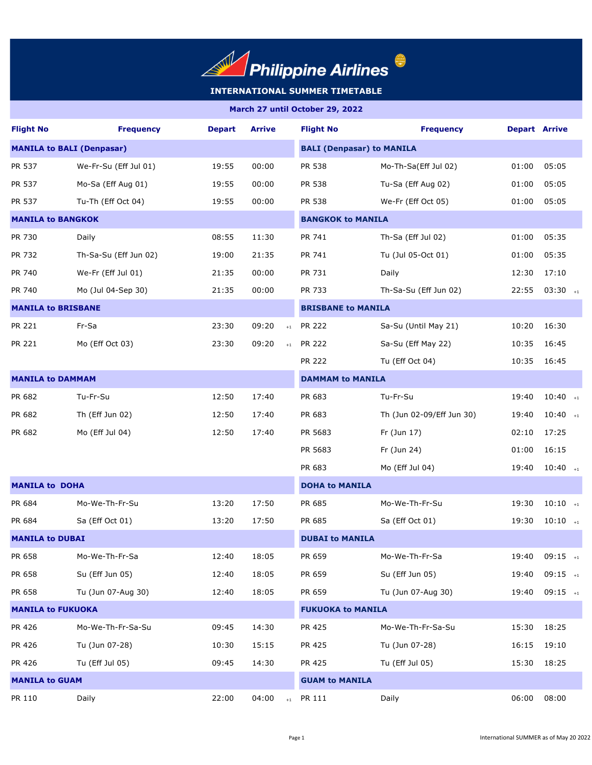# Philippine Airlines

## INTERNATIONAL SUMMER TIMETABLE

**March 27 until October 29, 2022**

| Flight No | Frequency | Depart | Arrive | Flight No | Frequency | Depart | Arrive |
|---|---|---|---|---|---|---|---|
| **MANILA to BALI (Denpasar)** | | | | **BALI (Denpasar) to MANILA** | | | |
| PR 537 | We-Fr-Su (Eff Jul 01) | 19:55 | 00:00 | PR 538 | Mo-Th-Sa(Eff Jul 02) | 01:00 | 05:05 |
| PR 537 | Mo-Sa (Eff Aug 01) | 19:55 | 00:00 | PR 538 | Tu-Sa (Eff Aug 02) | 01:00 | 05:05 |
| PR 537 | Tu-Th (Eff Oct 04) | 19:55 | 00:00 | PR 538 | We-Fr (Eff Oct 05) | 01:00 | 05:05 |
| **MANILA to BANGKOK** | | | | **BANGKOK to MANILA** | | | |
| PR 730 | Daily | 08:55 | 11:30 | PR 741 | Th-Sa (Eff Jul 02) | 01:00 | 05:35 |
| PR 732 | Th-Sa-Su (Eff Jun 02) | 19:00 | 21:35 | PR 741 | Tu (Jul 05-Oct 01) | 01:00 | 05:35 |
| PR 740 | We-Fr (Eff Jul 01) | 21:35 | 00:00 | PR 731 | Daily | 12:30 | 17:10 |
| PR 740 | Mo (Jul 04-Sep 30) | 21:35 | 00:00 | PR 733 | Th-Sa-Su (Eff Jun 02) | 22:55 | 03:30 +1 |
| **MANILA to BRISBANE** | | | | **BRISBANE to MANILA** | | | |
| PR 221 | Fr-Sa | 23:30 | 09:20 +1 | PR 222 | Sa-Su (Until May 21) | 10:20 | 16:30 |
| PR 221 | Mo (Eff Oct 03) | 23:30 | 09:20 +1 | PR 222 | Sa-Su (Eff May 22) | 10:35 | 16:45 |
| | | | | PR 222 | Tu (Eff Oct 04) | 10:35 | 16:45 |
| **MANILA to DAMMAM** | | | | **DAMMAM to MANILA** | | | |
| PR 682 | Tu-Fr-Su | 12:50 | 17:40 | PR 683 | Tu-Fr-Su | 19:40 | 10:40 +1 |
| PR 682 | Th (Eff Jun 02) | 12:50 | 17:40 | PR 683 | Th (Jun 02-09/Eff Jun 30) | 19:40 | 10:40 +1 |
| PR 682 | Mo (Eff Jul 04) | 12:50 | 17:40 | PR 5683 | Fr (Jun 17) | 02:10 | 17:25 |
| | | | | PR 5683 | Fr (Jun 24) | 01:00 | 16:15 |
| | | | | PR 683 | Mo (Eff Jul 04) | 19:40 | 10:40 +1 |
| **MANILA to DOHA** | | | | **DOHA to MANILA** | | | |
| PR 684 | Mo-We-Th-Fr-Su | 13:20 | 17:50 | PR 685 | Mo-We-Th-Fr-Su | 19:30 | 10:10 +1 |
| PR 684 | Sa (Eff Oct 01) | 13:20 | 17:50 | PR 685 | Sa (Eff Oct 01) | 19:30 | 10:10 +1 |
| **MANILA to DUBAI** | | | | **DUBAI to MANILA** | | | |
| PR 658 | Mo-We-Th-Fr-Sa | 12:40 | 18:05 | PR 659 | Mo-We-Th-Fr-Sa | 19:40 | 09:15 +1 |
| PR 658 | Su (Eff Jun 05) | 12:40 | 18:05 | PR 659 | Su (Eff Jun 05) | 19:40 | 09:15 +1 |
| PR 658 | Tu (Jun 07-Aug 30) | 12:40 | 18:05 | PR 659 | Tu (Jun 07-Aug 30) | 19:40 | 09:15 +1 |
| **MANILA to FUKUOKA** | | | | **FUKUOKA to MANILA** | | | |
| PR 426 | Mo-We-Th-Fr-Sa-Su | 09:45 | 14:30 | PR 425 | Mo-We-Th-Fr-Sa-Su | 15:30 | 18:25 |
| PR 426 | Tu (Jun 07-28) | 10:30 | 15:15 | PR 425 | Tu (Jun 07-28) | 16:15 | 19:10 |
| PR 426 | Tu (Eff Jul 05) | 09:45 | 14:30 | PR 425 | Tu (Eff Jul 05) | 15:30 | 18:25 |
| **MANILA to GUAM** | | | | **GUAM to MANILA** | | | |
| PR 110 | Daily | 22:00 | 04:00 +1 | PR 111 | Daily | 06:00 | 08:00 |

International SUMMER as of May 20 2022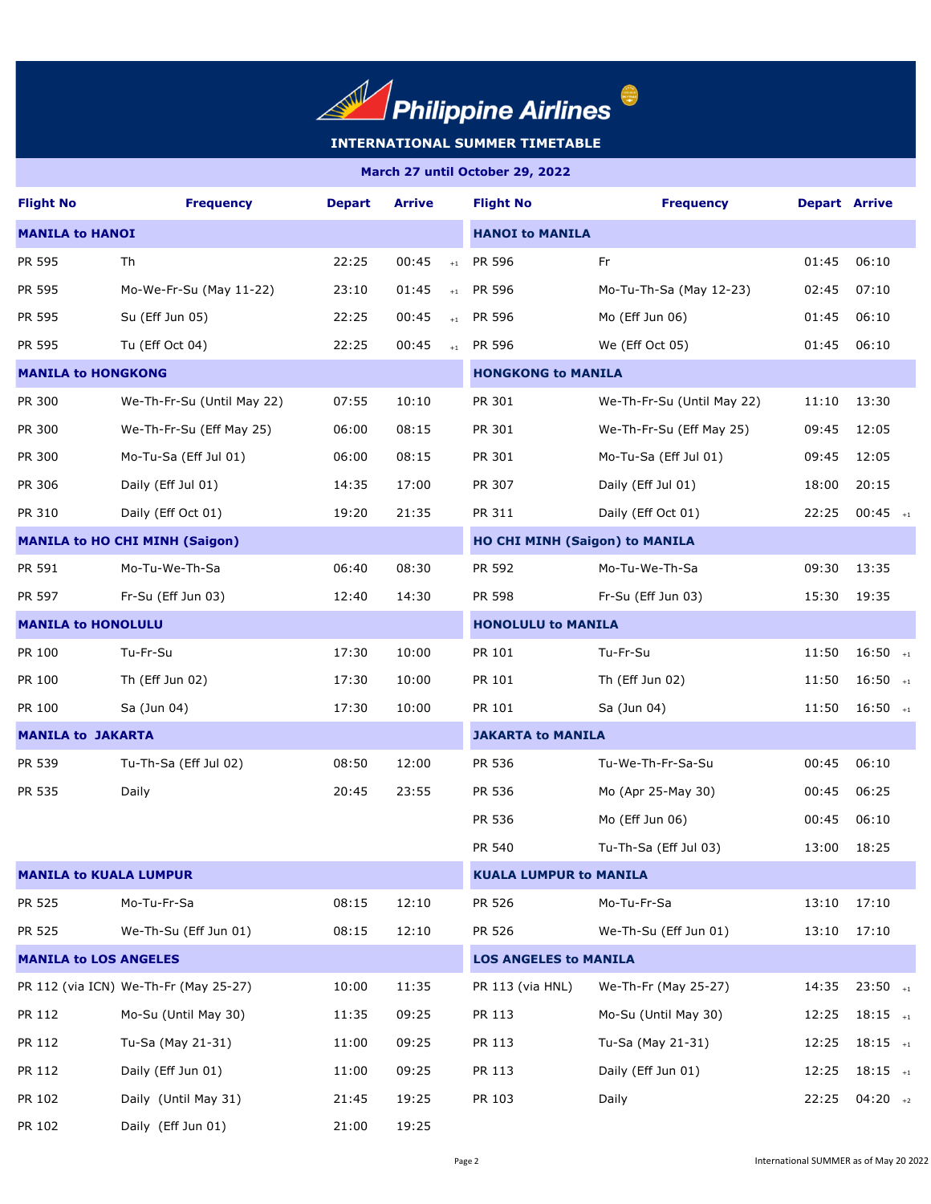# Philippine Airlines

## INTERNATIONAL SUMMER TIMETABLE

**March 27 until October 29, 2022**

| Flight No | Frequency | Depart | Arrive | Flight No | Frequency | Depart | Arrive |
|---|---|---|---|---|---|---|---|
| **MANILA to HANOI** | | | | **HANOI to MANILA** | | | |
| PR 595 | Th | 22:25 | 00:45 +1 | PR 596 | Fr | 01:45 | 06:10 |
| PR 595 | Mo-We-Fr-Su (May 11-22) | 23:10 | 01:45 +1 | PR 596 | Mo-Tu-Th-Sa (May 12-23) | 02:45 | 07:10 |
| PR 595 | Su (Eff Jun 05) | 22:25 | 00:45 +1 | PR 596 | Mo (Eff Jun 06) | 01:45 | 06:10 |
| PR 595 | Tu (Eff Oct 04) | 22:25 | 00:45 +1 | PR 596 | We (Eff Oct 05) | 01:45 | 06:10 |
| **MANILA to HONGKONG** | | | | **HONGKONG to MANILA** | | | |
| PR 300 | We-Th-Fr-Su (Until May 22) | 07:55 | 10:10 | PR 301 | We-Th-Fr-Su (Until May 22) | 11:10 | 13:30 |
| PR 300 | We-Th-Fr-Su (Eff May 25) | 06:00 | 08:15 | PR 301 | We-Th-Fr-Su (Eff May 25) | 09:45 | 12:05 |
| PR 300 | Mo-Tu-Sa (Eff Jul 01) | 06:00 | 08:15 | PR 301 | Mo-Tu-Sa (Eff Jul 01) | 09:45 | 12:05 |
| PR 306 | Daily (Eff Jul 01) | 14:35 | 17:00 | PR 307 | Daily (Eff Jul 01) | 18:00 | 20:15 |
| PR 310 | Daily (Eff Oct 01) | 19:20 | 21:35 | PR 311 | Daily (Eff Oct 01) | 22:25 | 00:45 +1 |
| **MANILA to HO CHI MINH (Saigon)** | | | | **HO CHI MINH (Saigon) to MANILA** | | | |
| PR 591 | Mo-Tu-We-Th-Sa | 06:40 | 08:30 | PR 592 | Mo-Tu-We-Th-Sa | 09:30 | 13:35 |
| PR 597 | Fr-Su (Eff Jun 03) | 12:40 | 14:30 | PR 598 | Fr-Su (Eff Jun 03) | 15:30 | 19:35 |
| **MANILA to HONOLULU** | | | | **HONOLULU to MANILA** | | | |
| PR 100 | Tu-Fr-Su | 17:30 | 10:00 | PR 101 | Tu-Fr-Su | 11:50 | 16:50 +1 |
| PR 100 | Th (Eff Jun 02) | 17:30 | 10:00 | PR 101 | Th (Eff Jun 02) | 11:50 | 16:50 +1 |
| PR 100 | Sa (Jun 04) | 17:30 | 10:00 | PR 101 | Sa (Jun 04) | 11:50 | 16:50 +1 |
| **MANILA to JAKARTA** | | | | **JAKARTA to MANILA** | | | |
| PR 539 | Tu-Th-Sa (Eff Jul 02) | 08:50 | 12:00 | PR 536 | Tu-We-Th-Fr-Sa-Su | 00:45 | 06:10 |
| PR 535 | Daily | 20:45 | 23:55 | PR 536 | Mo (Apr 25-May 30) | 00:45 | 06:25 |
| | | | | PR 536 | Mo (Eff Jun 06) | 00:45 | 06:10 |
| | | | | PR 540 | Tu-Th-Sa (Eff Jul 03) | 13:00 | 18:25 |
| **MANILA to KUALA LUMPUR** | | | | **KUALA LUMPUR to MANILA** | | | |
| PR 525 | Mo-Tu-Fr-Sa | 08:15 | 12:10 | PR 526 | Mo-Tu-Fr-Sa | 13:10 | 17:10 |
| PR 525 | We-Th-Su (Eff Jun 01) | 08:15 | 12:10 | PR 526 | We-Th-Su (Eff Jun 01) | 13:10 | 17:10 |
| **MANILA to LOS ANGELES** | | | | **LOS ANGELES to MANILA** | | | |
| PR 112 (via ICN) | We-Th-Fr (May 25-27) | 10:00 | 11:35 | PR 113 (via HNL) | We-Th-Fr (May 25-27) | 14:35 | 23:50 +1 |
| PR 112 | Mo-Su (Until May 30) | 11:35 | 09:25 | PR 113 | Mo-Su (Until May 30) | 12:25 | 18:15 +1 |
| PR 112 | Tu-Sa (May 21-31) | 11:00 | 09:25 | PR 113 | Tu-Sa (May 21-31) | 12:25 | 18:15 +1 |
| PR 112 | Daily (Eff Jun 01) | 11:00 | 09:25 | PR 113 | Daily (Eff Jun 01) | 12:25 | 18:15 +1 |
| PR 102 | Daily (Until May 31) | 21:45 | 19:25 | PR 103 | Daily | 22:25 | 04:20 +2 |
| PR 102 | Daily (Eff Jun 01) | 21:00 | 19:25 | | | | |

International SUMMER as of May 20 2022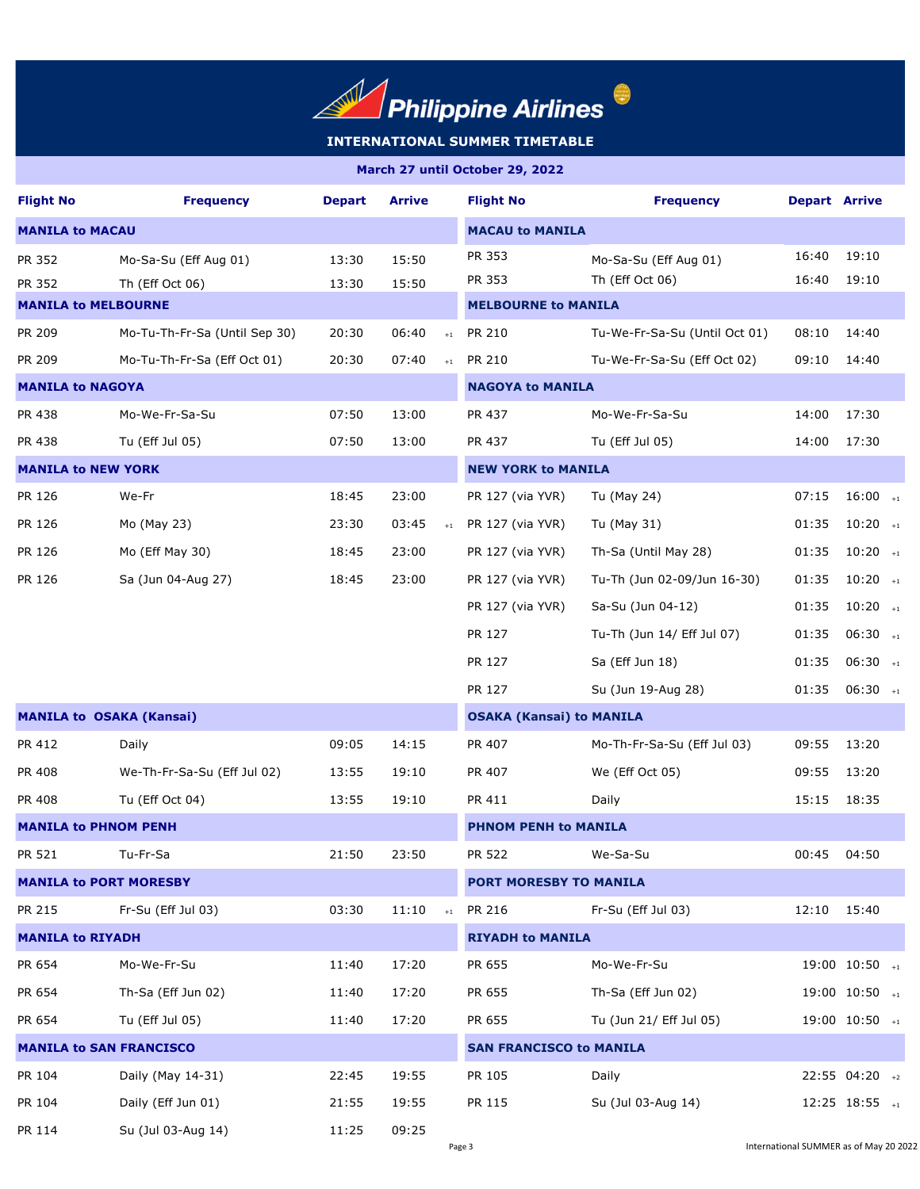# Philippine Airlines

## INTERNATIONAL SUMMER TIMETABLE

**March 27 until October 29, 2022**

| Flight No | Frequency | Depart | Arrive | | Flight No | Frequency | Depart | Arrive | |
|---|---|---|---|---|---|---|---|---|---|
| **MANILA to MACAU** | | | | | **MACAU to MANILA** | | | | |
| PR 352 | Mo-Sa-Su (Eff Aug 01) | 13:30 | 15:50 | | PR 353 | Mo-Sa-Su (Eff Aug 01) | 16:40 | 19:10 | |
| PR 352 | Th (Eff Oct 06) | 13:30 | 15:50 | | PR 353 | Th (Eff Oct 06) | 16:40 | 19:10 | |
| **MANILA to MELBOURNE** | | | | | **MELBOURNE to MANILA** | | | | |
| PR 209 | Mo-Tu-Th-Fr-Sa (Until Sep 30) | 20:30 | 06:40 | +1 | PR 210 | Tu-We-Fr-Sa-Su (Until Oct 01) | 08:10 | 14:40 | |
| PR 209 | Mo-Tu-Th-Fr-Sa (Eff Oct 01) | 20:30 | 07:40 | +1 | PR 210 | Tu-We-Fr-Sa-Su (Eff Oct 02) | 09:10 | 14:40 | |
| **MANILA to NAGOYA** | | | | | **NAGOYA to MANILA** | | | | |
| PR 438 | Mo-We-Fr-Sa-Su | 07:50 | 13:00 | | PR 437 | Mo-We-Fr-Sa-Su | 14:00 | 17:30 | |
| PR 438 | Tu (Eff Jul 05) | 07:50 | 13:00 | | PR 437 | Tu (Eff Jul 05) | 14:00 | 17:30 | |
| **MANILA to NEW YORK** | | | | | **NEW YORK to MANILA** | | | | |
| PR 126 | We-Fr | 18:45 | 23:00 | | PR 127 (via YVR) | Tu (May 24) | 07:15 | 16:00 | +1 |
| PR 126 | Mo (May 23) | 23:30 | 03:45 | +1 | PR 127 (via YVR) | Tu (May 31) | 01:35 | 10:20 | +1 |
| PR 126 | Mo (Eff May 30) | 18:45 | 23:00 | | PR 127 (via YVR) | Th-Sa (Until May 28) | 01:35 | 10:20 | +1 |
| PR 126 | Sa (Jun 04-Aug 27) | 18:45 | 23:00 | | PR 127 (via YVR) | Tu-Th (Jun 02-09/Jun 16-30) | 01:35 | 10:20 | +1 |
| | | | | | PR 127 (via YVR) | Sa-Su (Jun 04-12) | 01:35 | 10:20 | +1 |
| | | | | | PR 127 | Tu-Th (Jun 14/ Eff Jul 07) | 01:35 | 06:30 | +1 |
| | | | | | PR 127 | Sa (Eff Jun 18) | 01:35 | 06:30 | +1 |
| | | | | | PR 127 | Su (Jun 19-Aug 28) | 01:35 | 06:30 | +1 |
| **MANILA to OSAKA (Kansai)** | | | | | **OSAKA (Kansai) to MANILA** | | | | |
| PR 412 | Daily | 09:05 | 14:15 | | PR 407 | Mo-Th-Fr-Sa-Su (Eff Jul 03) | 09:55 | 13:20 | |
| PR 408 | We-Th-Fr-Sa-Su (Eff Jul 02) | 13:55 | 19:10 | | PR 407 | We (Eff Oct 05) | 09:55 | 13:20 | |
| PR 408 | Tu (Eff Oct 04) | 13:55 | 19:10 | | PR 411 | Daily | 15:15 | 18:35 | |
| **MANILA to PHNOM PENH** | | | | | **PHNOM PENH to MANILA** | | | | |
| PR 521 | Tu-Fr-Sa | 21:50 | 23:50 | | PR 522 | We-Sa-Su | 00:45 | 04:50 | |
| **MANILA to PORT MORESBY** | | | | | **PORT MORESBY TO MANILA** | | | | |
| PR 215 | Fr-Su (Eff Jul 03) | 03:30 | 11:10 | +1 | PR 216 | Fr-Su (Eff Jul 03) | 12:10 | 15:40 | |
| **MANILA to RIYADH** | | | | | **RIYADH to MANILA** | | | | |
| PR 654 | Mo-We-Fr-Su | 11:40 | 17:20 | | PR 655 | Mo-We-Fr-Su | 19:00 | 10:50 | +1 |
| PR 654 | Th-Sa (Eff Jun 02) | 11:40 | 17:20 | | PR 655 | Th-Sa (Eff Jun 02) | 19:00 | 10:50 | +1 |
| PR 654 | Tu (Eff Jul 05) | 11:40 | 17:20 | | PR 655 | Tu (Jun 21/ Eff Jul 05) | 19:00 | 10:50 | +1 |
| **MANILA to SAN FRANCISCO** | | | | | **SAN FRANCISCO to MANILA** | | | | |
| PR 104 | Daily (May 14-31) | 22:45 | 19:55 | | PR 105 | Daily | 22:55 | 04:20 | +2 |
| PR 104 | Daily (Eff Jun 01) | 21:55 | 19:55 | | PR 115 | Su (Jul 03-Aug 14) | 12:25 | 18:55 | +1 |
| PR 114 | Su (Jul 03-Aug 14) | 11:25 | 09:25 | | | | | | |

International SUMMER as of May 20 2022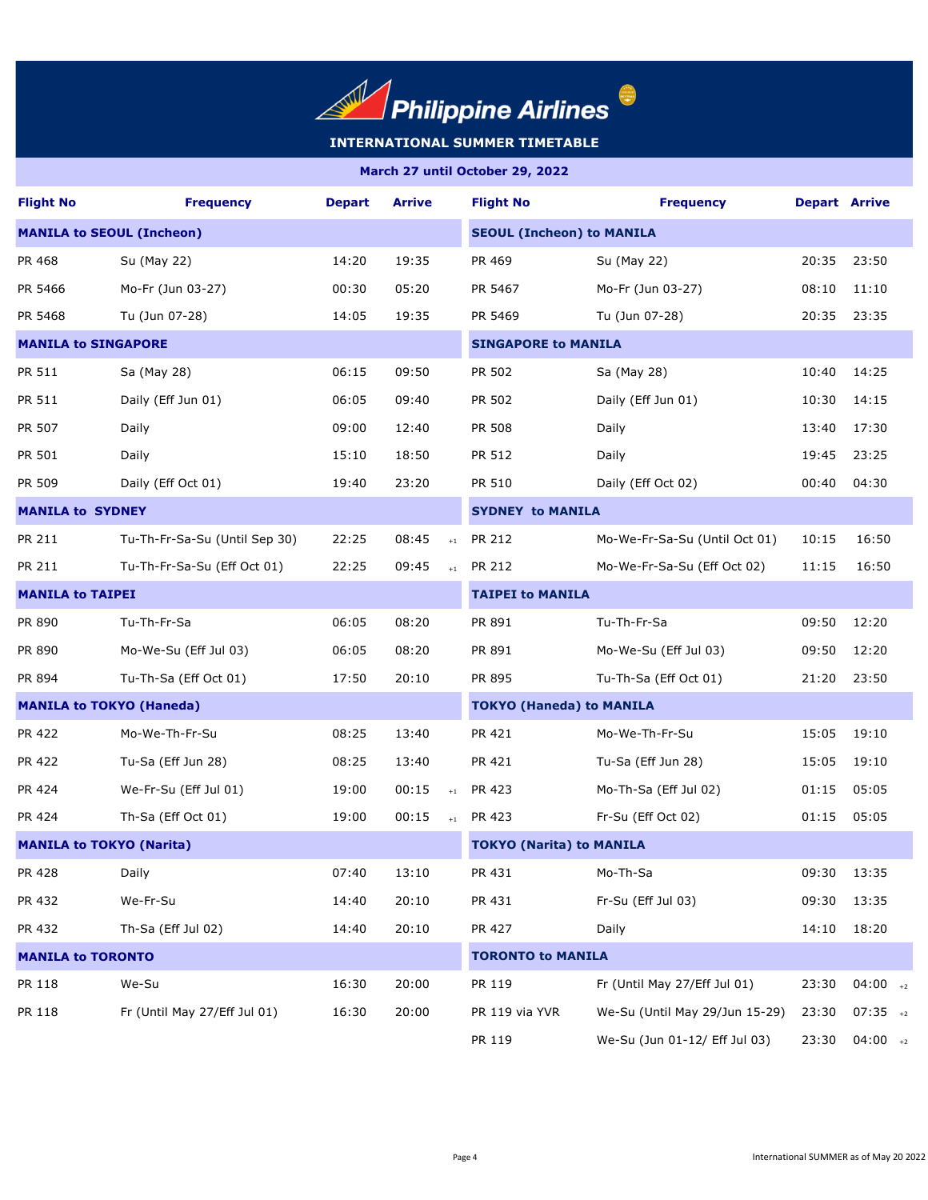# Philippine Airlines

## INTERNATIONAL SUMMER TIMETABLE

**March 27 until October 29, 2022**

| Flight No | Frequency | Depart | Arrive | Flight No | Frequency | Depart | Arrive |
|---|---|---|---|---|---|---|---|
| **MANILA to SEOUL (Incheon)** | | | | **SEOUL (Incheon) to MANILA** | | | |
| PR 468 | Su (May 22) | 14:20 | 19:35 | PR 469 | Su (May 22) | 20:35 | 23:50 |
| PR 5466 | Mo-Fr (Jun 03-27) | 00:30 | 05:20 | PR 5467 | Mo-Fr (Jun 03-27) | 08:10 | 11:10 |
| PR 5468 | Tu (Jun 07-28) | 14:05 | 19:35 | PR 5469 | Tu (Jun 07-28) | 20:35 | 23:35 |
| **MANILA to SINGAPORE** | | | | **SINGAPORE to MANILA** | | | |
| PR 511 | Sa (May 28) | 06:15 | 09:50 | PR 502 | Sa (May 28) | 10:40 | 14:25 |
| PR 511 | Daily (Eff Jun 01) | 06:05 | 09:40 | PR 502 | Daily (Eff Jun 01) | 10:30 | 14:15 |
| PR 507 | Daily | 09:00 | 12:40 | PR 508 | Daily | 13:40 | 17:30 |
| PR 501 | Daily | 15:10 | 18:50 | PR 512 | Daily | 19:45 | 23:25 |
| PR 509 | Daily (Eff Oct 01) | 19:40 | 23:20 | PR 510 | Daily (Eff Oct 02) | 00:40 | 04:30 |
| **MANILA to SYDNEY** | | | | **SYDNEY to MANILA** | | | |
| PR 211 | Tu-Th-Fr-Sa-Su (Until Sep 30) | 22:25 | 08:45 +1 | PR 212 | Mo-We-Fr-Sa-Su (Until Oct 01) | 10:15 | 16:50 |
| PR 211 | Tu-Th-Fr-Sa-Su (Eff Oct 01) | 22:25 | 09:45 +1 | PR 212 | Mo-We-Fr-Sa-Su (Eff Oct 02) | 11:15 | 16:50 |
| **MANILA to TAIPEI** | | | | **TAIPEI to MANILA** | | | |
| PR 890 | Tu-Th-Fr-Sa | 06:05 | 08:20 | PR 891 | Tu-Th-Fr-Sa | 09:50 | 12:20 |
| PR 890 | Mo-We-Su (Eff Jul 03) | 06:05 | 08:20 | PR 891 | Mo-We-Su (Eff Jul 03) | 09:50 | 12:20 |
| PR 894 | Tu-Th-Sa (Eff Oct 01) | 17:50 | 20:10 | PR 895 | Tu-Th-Sa (Eff Oct 01) | 21:20 | 23:50 |
| **MANILA to TOKYO (Haneda)** | | | | **TOKYO (Haneda) to MANILA** | | | |
| PR 422 | Mo-We-Th-Fr-Su | 08:25 | 13:40 | PR 421 | Mo-We-Th-Fr-Su | 15:05 | 19:10 |
| PR 422 | Tu-Sa (Eff Jun 28) | 08:25 | 13:40 | PR 421 | Tu-Sa (Eff Jun 28) | 15:05 | 19:10 |
| PR 424 | We-Fr-Su (Eff Jul 01) | 19:00 | 00:15 +1 | PR 423 | Mo-Th-Sa (Eff Jul 02) | 01:15 | 05:05 |
| PR 424 | Th-Sa (Eff Oct 01) | 19:00 | 00:15 +1 | PR 423 | Fr-Su (Eff Oct 02) | 01:15 | 05:05 |
| **MANILA to TOKYO (Narita)** | | | | **TOKYO (Narita) to MANILA** | | | |
| PR 428 | Daily | 07:40 | 13:10 | PR 431 | Mo-Th-Sa | 09:30 | 13:35 |
| PR 432 | We-Fr-Su | 14:40 | 20:10 | PR 431 | Fr-Su (Eff Jul 03) | 09:30 | 13:35 |
| PR 432 | Th-Sa (Eff Jul 02) | 14:40 | 20:10 | PR 427 | Daily | 14:10 | 18:20 |
| **MANILA to TORONTO** | | | | **TORONTO to MANILA** | | | |
| PR 118 | We-Su | 16:30 | 20:00 | PR 119 | Fr (Until May 27/Eff Jul 01) | 23:30 | 04:00 +2 |
| PR 118 | Fr (Until May 27/Eff Jul 01) | 16:30 | 20:00 | PR 119 via YVR | We-Su (Until May 29/Jun 15-29) | 23:30 | 07:35 +2 |
| | | | | PR 119 | We-Su (Jun 01-12/ Eff Jul 03) | 23:30 | 04:00 +2 |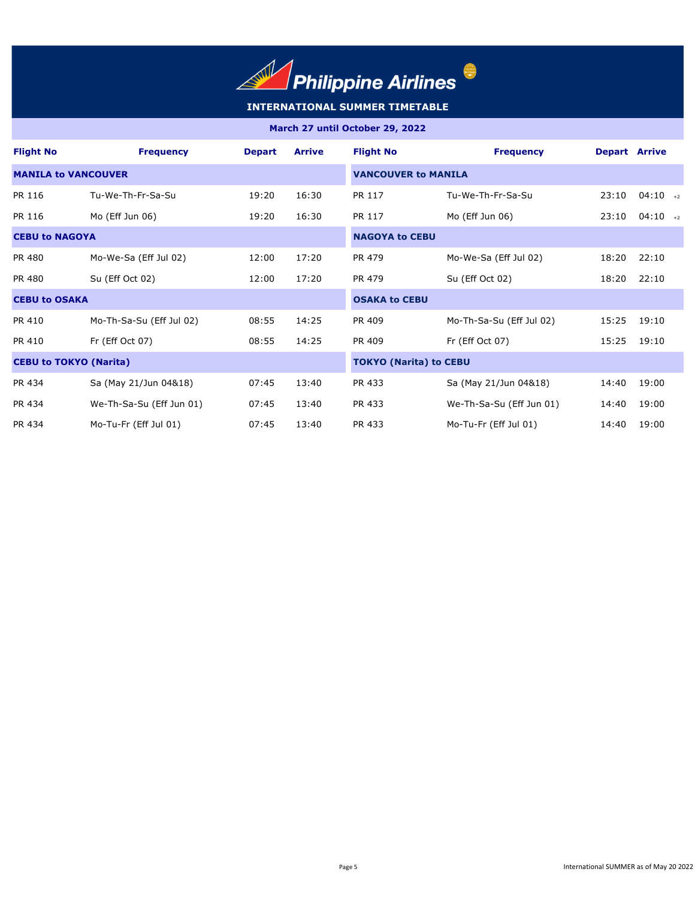# Philippine Airlines

**INTERNATIONAL SUMMER TIMETABLE**

**March 27 until October 29, 2022**

| Flight No | Frequency | Depart | Arrive | Flight No | Frequency | Depart | Arrive |
|---|---|---|---|---|---|---|---|
| **MANILA to VANCOUVER** | | | | **VANCOUVER to MANILA** | | | |
| PR 116 | Tu-We-Th-Fr-Sa-Su | 19:20 | 16:30 | PR 117 | Tu-We-Th-Fr-Sa-Su | 23:10 | 04:10 +2 |
| PR 116 | Mo (Eff Jun 06) | 19:20 | 16:30 | PR 117 | Mo (Eff Jun 06) | 23:10 | 04:10 +2 |
| **CEBU to NAGOYA** | | | | **NAGOYA to CEBU** | | | |
| PR 480 | Mo-We-Sa (Eff Jul 02) | 12:00 | 17:20 | PR 479 | Mo-We-Sa (Eff Jul 02) | 18:20 | 22:10 |
| PR 480 | Su (Eff Oct 02) | 12:00 | 17:20 | PR 479 | Su (Eff Oct 02) | 18:20 | 22:10 |
| **CEBU to OSAKA** | | | | **OSAKA to CEBU** | | | |
| PR 410 | Mo-Th-Sa-Su (Eff Jul 02) | 08:55 | 14:25 | PR 409 | Mo-Th-Sa-Su (Eff Jul 02) | 15:25 | 19:10 |
| PR 410 | Fr (Eff Oct 07) | 08:55 | 14:25 | PR 409 | Fr (Eff Oct 07) | 15:25 | 19:10 |
| **CEBU to TOKYO (Narita)** | | | | **TOKYO (Narita) to CEBU** | | | |
| PR 434 | Sa (May 21/Jun 04&18) | 07:45 | 13:40 | PR 433 | Sa (May 21/Jun 04&18) | 14:40 | 19:00 |
| PR 434 | We-Th-Sa-Su (Eff Jun 01) | 07:45 | 13:40 | PR 433 | We-Th-Sa-Su (Eff Jun 01) | 14:40 | 19:00 |
| PR 434 | Mo-Tu-Fr (Eff Jul 01) | 07:45 | 13:40 | PR 433 | Mo-Tu-Fr (Eff Jul 01) | 14:40 | 19:00 |